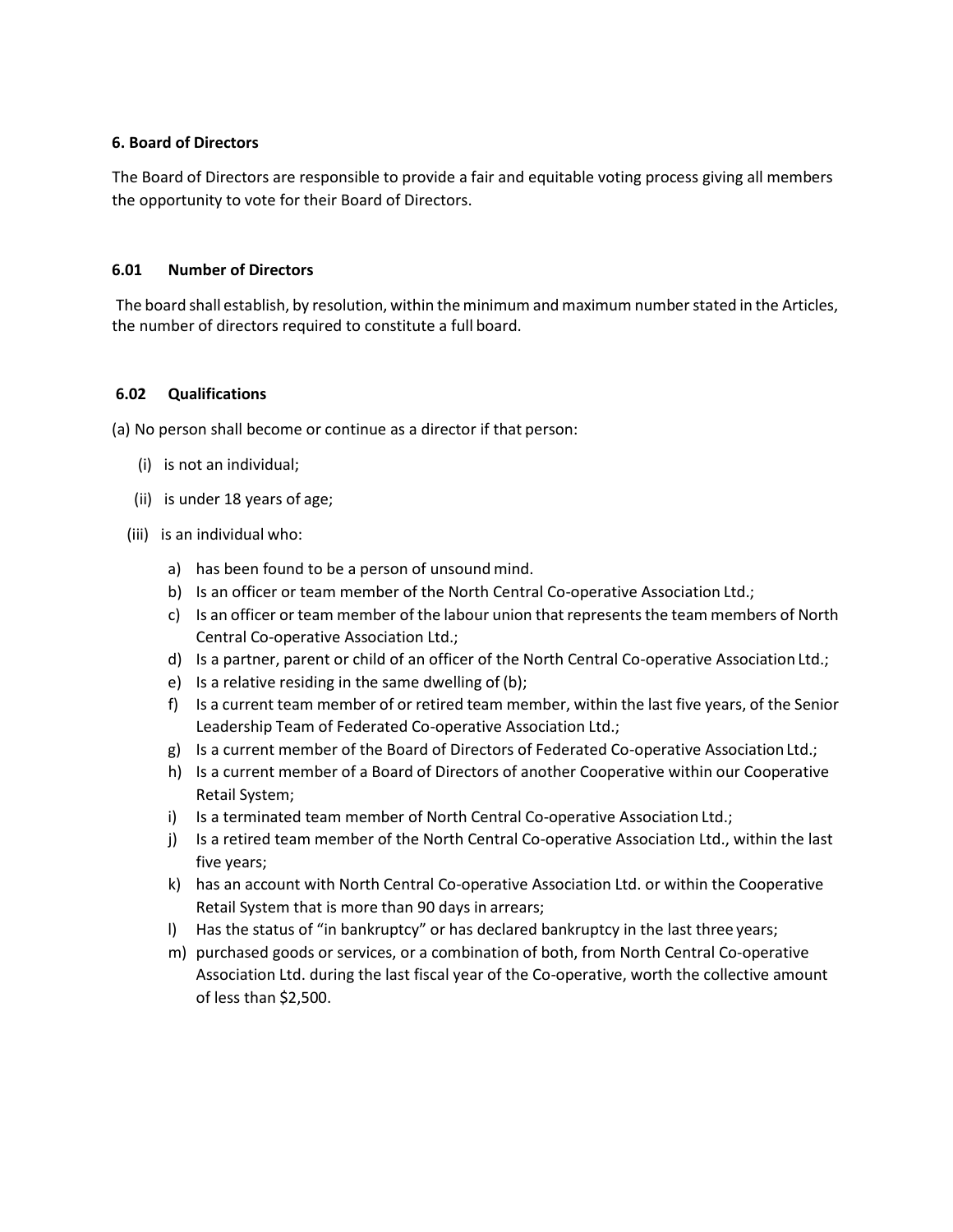## 6. Board of Directors

The Board of Directors are responsible to provide a fair and equitable voting process giving all members the opportunity to vote for their Board of Directors.

### 6.01 Number of Directors

The board shall establish, by resolution, within the minimum and maximum number stated in the Articles, the number of directors required to constitute a full board.

### 6.02 Qualifications

(a) No person shall become or continue as a director if that person:

- (i) is not an individual;
- (ii) is under 18 years of age;
- (iii) is an individual who:
  - a) has been found to be a person of unsound mind.
  - b) Is an officer or team member of the North Central Co-operative Association Ltd.;
  - c) Is an officer or team member of the labour union that represents the team members of North Central Co-operative Association Ltd.;
  - d) Is a partner, parent or child of an officer of the North Central Co-operative Association Ltd.;
  - e) Is a relative residing in the same dwelling of (b);
  - f) Is a current team member of or retired team member, within the last five years, of the Senior Leadership Team of Federated Co-operative Association Ltd.;
  - g) Is a current member of the Board of Directors of Federated Co-operative Association Ltd.;
  - h) Is a current member of a Board of Directors of another Cooperative within our Cooperative Retail System;
  - i) Is a terminated team member of North Central Co-operative Association Ltd.;
  - j) Is a retired team member of the North Central Co-operative Association Ltd., within the last five years;
  - k) has an account with North Central Co-operative Association Ltd. or within the Cooperative Retail System that is more than 90 days in arrears;
  - l) Has the status of "in bankruptcy" or has declared bankruptcy in the last three years;
  - m) purchased goods or services, or a combination of both, from North Central Co-operative Association Ltd. during the last fiscal year of the Co-operative, worth the collective amount of less than $2,500.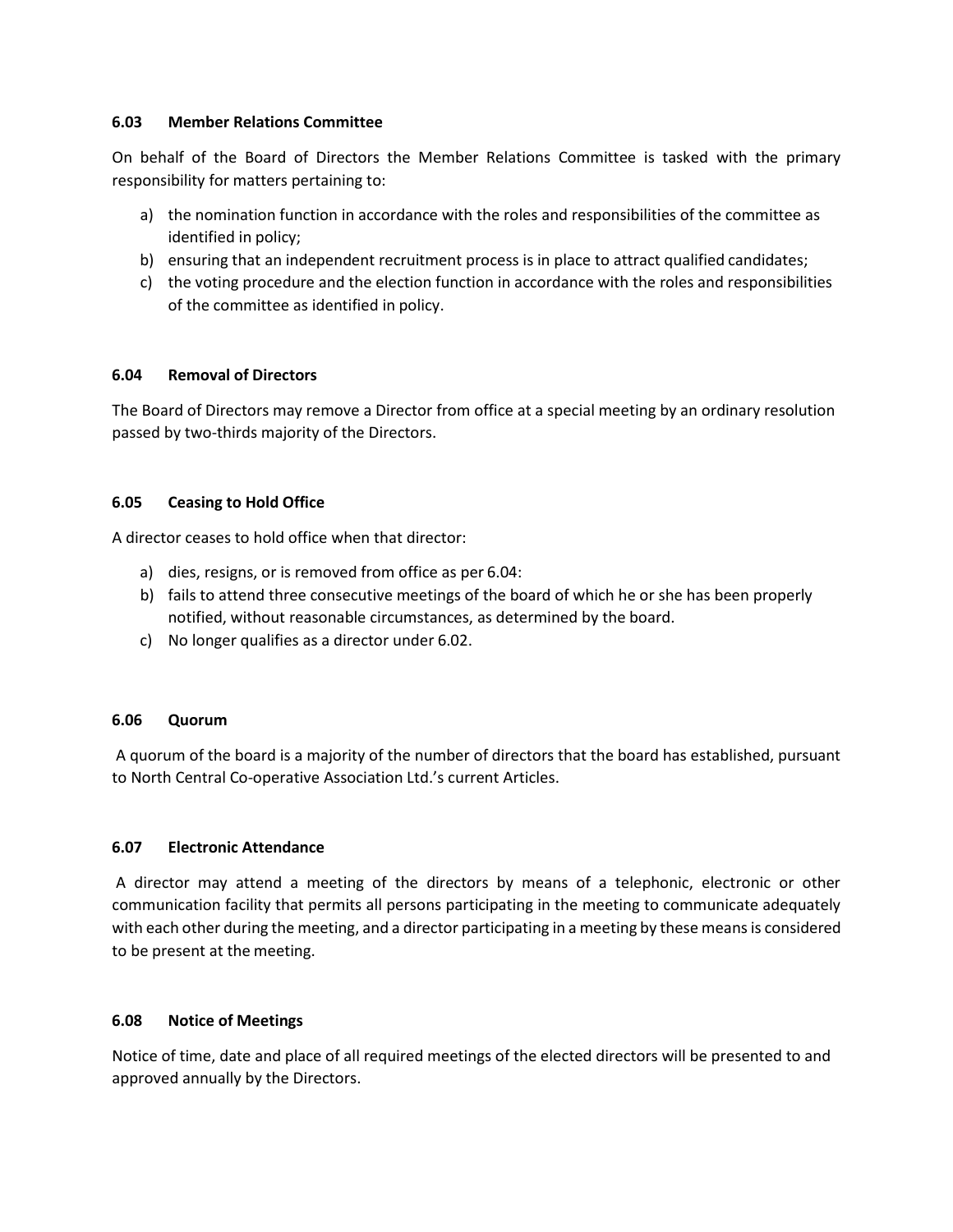### 6.03 Member Relations Committee

On behalf of the Board of Directors the Member Relations Committee is tasked with the primary responsibility for matters pertaining to:

a) the nomination function in accordance with the roles and responsibilities of the committee as identified in policy;
b) ensuring that an independent recruitment process is in place to attract qualified candidates;
c) the voting procedure and the election function in accordance with the roles and responsibilities of the committee as identified in policy.

### 6.04 Removal of Directors

The Board of Directors may remove a Director from office at a special meeting by an ordinary resolution passed by two-thirds majority of the Directors.

### 6.05 Ceasing to Hold Office

A director ceases to hold office when that director:

a) dies, resigns, or is removed from office as per 6.04:
b) fails to attend three consecutive meetings of the board of which he or she has been properly notified, without reasonable circumstances, as determined by the board.
c) No longer qualifies as a director under 6.02.

### 6.06 Quorum

A quorum of the board is a majority of the number of directors that the board has established, pursuant to North Central Co-operative Association Ltd.'s current Articles.

### 6.07 Electronic Attendance

A director may attend a meeting of the directors by means of a telephonic, electronic or other communication facility that permits all persons participating in the meeting to communicate adequately with each other during the meeting, and a director participating in a meeting by these means is considered to be present at the meeting.

### 6.08 Notice of Meetings

Notice of time, date and place of all required meetings of the elected directors will be presented to and approved annually by the Directors.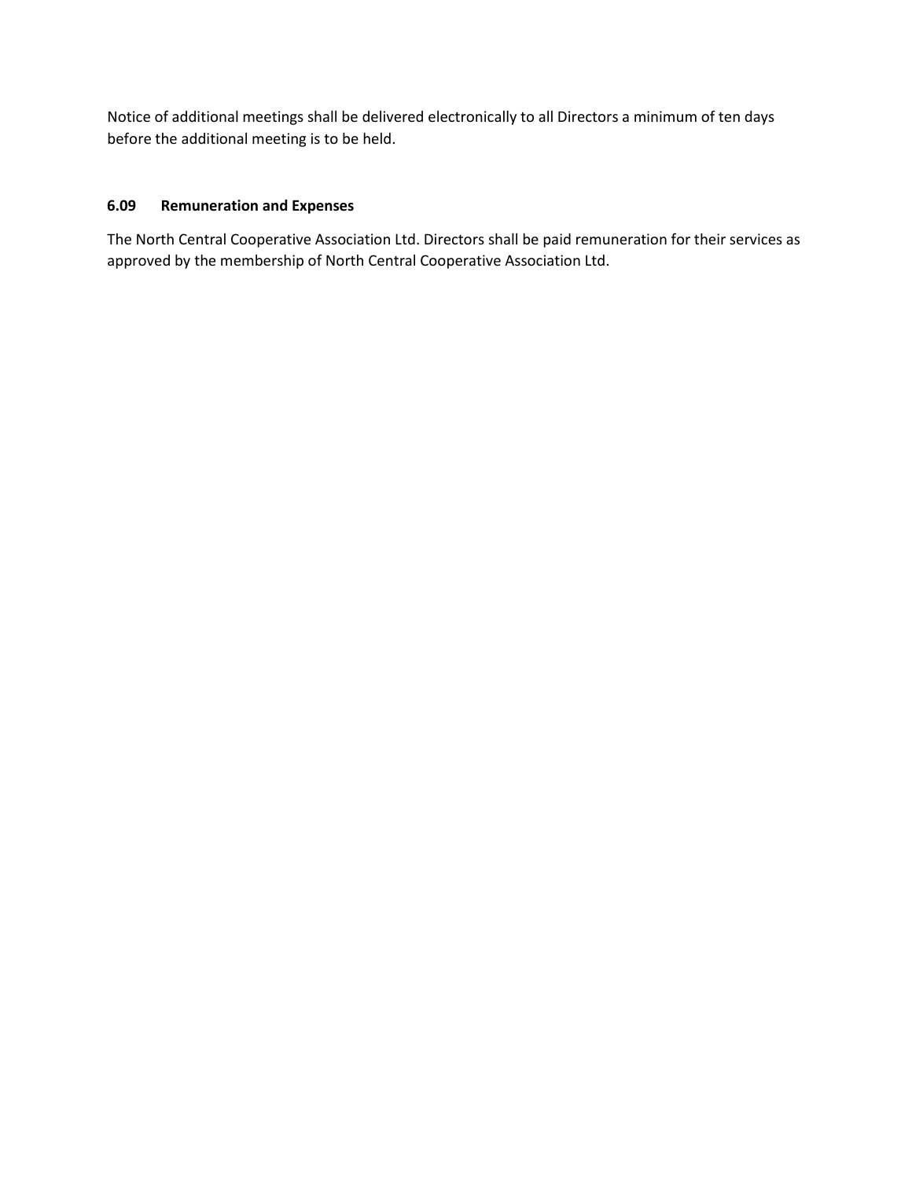Notice of additional meetings shall be delivered electronically to all Directors a minimum of ten days before the additional meeting is to be held.

### 6.09 Remuneration and Expenses

The North Central Cooperative Association Ltd. Directors shall be paid remuneration for their services as approved by the membership of North Central Cooperative Association Ltd.